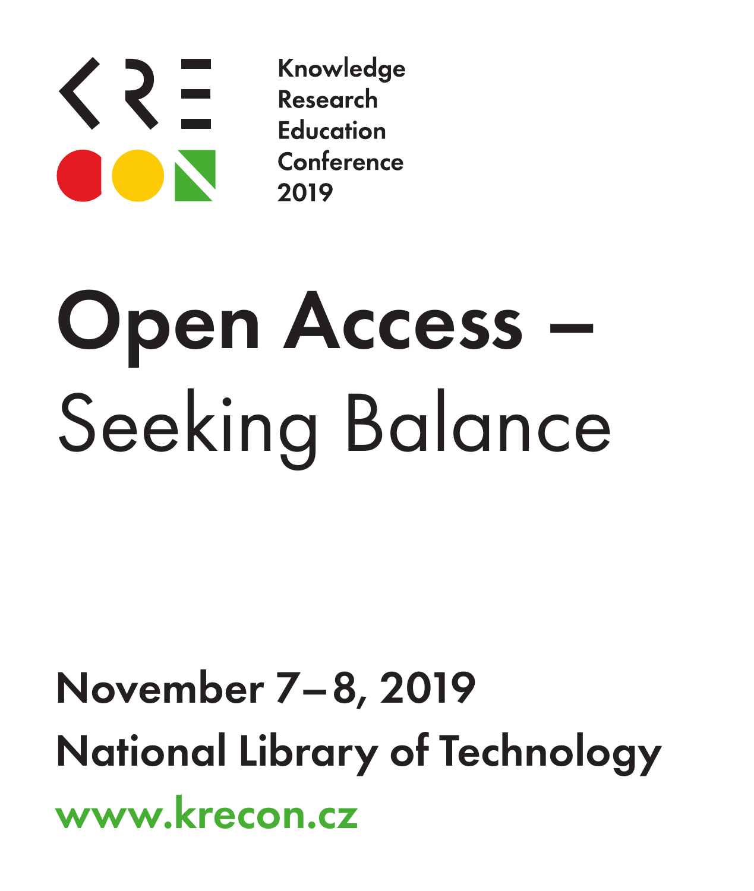KRE CON

Knowledge
Research
Education
Conference
2019

# Open Access –
# Seeking Balance

**November 7–8, 2019**

**National Library of Technology**

**www.krecon.cz**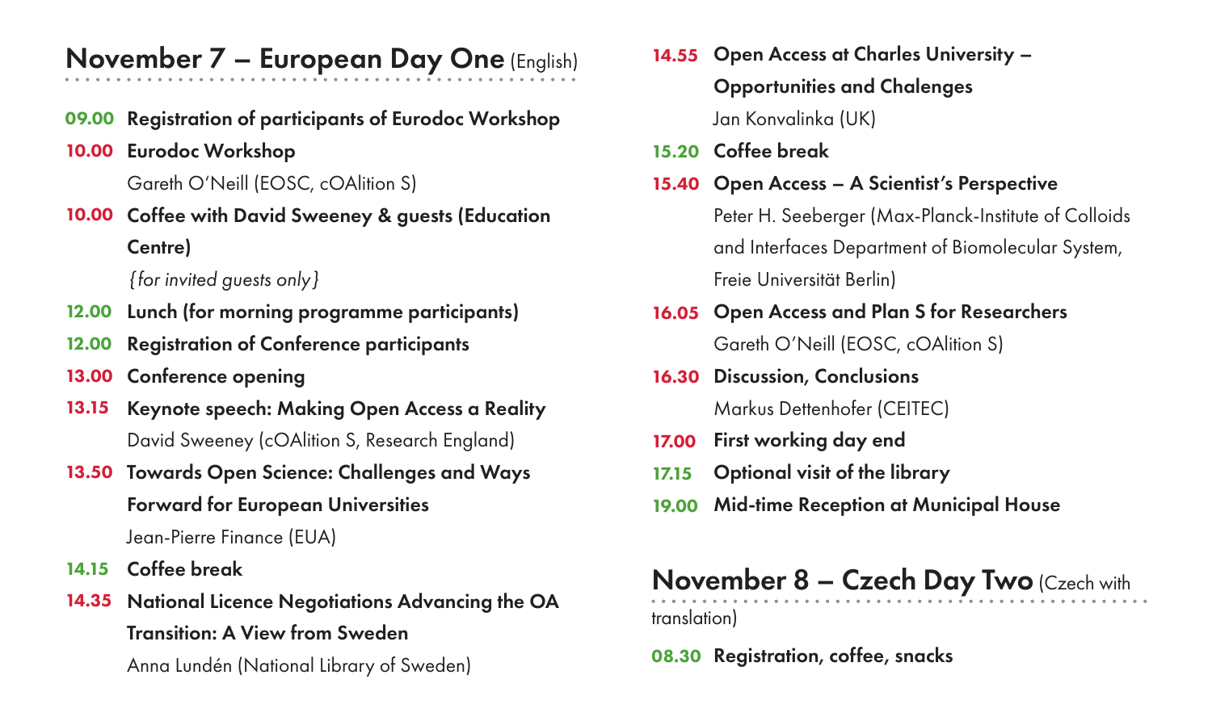## November 7 – European Day One (English)

**09.00** **Registration of participants of Eurodoc Workshop**

**10.00** **Eurodoc Workshop**
Gareth O'Neill (EOSC, cOAlition S)

**10.00** **Coffee with David Sweeney & guests (Education Centre)**
*{for invited guests only}*

**12.00** **Lunch (for morning programme participants)**

**12.00** **Registration of Conference participants**

**13.00** **Conference opening**

**13.15** **Keynote speech: Making Open Access a Reality**
David Sweeney (cOAlition S, Research England)

**13.50** **Towards Open Science: Challenges and Ways Forward for European Universities**
Jean-Pierre Finance (EUA)

**14.15** **Coffee break**

**14.35** **National Licence Negotiations Advancing the OA Transition: A View from Sweden**
Anna Lundén (National Library of Sweden)

**14.55** **Open Access at Charles University – Opportunities and Chalenges**
Jan Konvalinka (UK)

**15.20** **Coffee break**

**15.40** **Open Access – A Scientist's Perspective**
Peter H. Seeberger (Max-Planck-Institute of Colloids and Interfaces Department of Biomolecular System, Freie Universität Berlin)

**16.05** **Open Access and Plan S for Researchers**
Gareth O'Neill (EOSC, cOAlition S)

**16.30** **Discussion, Conclusions**
Markus Dettenhofer (CEITEC)

**17.00** **First working day end**

**17.15** **Optional visit of the library**

**19.00** **Mid-time Reception at Municipal House**

## November 8 – Czech Day Two (Czech with translation)

**08.30** **Registration, coffee, snacks**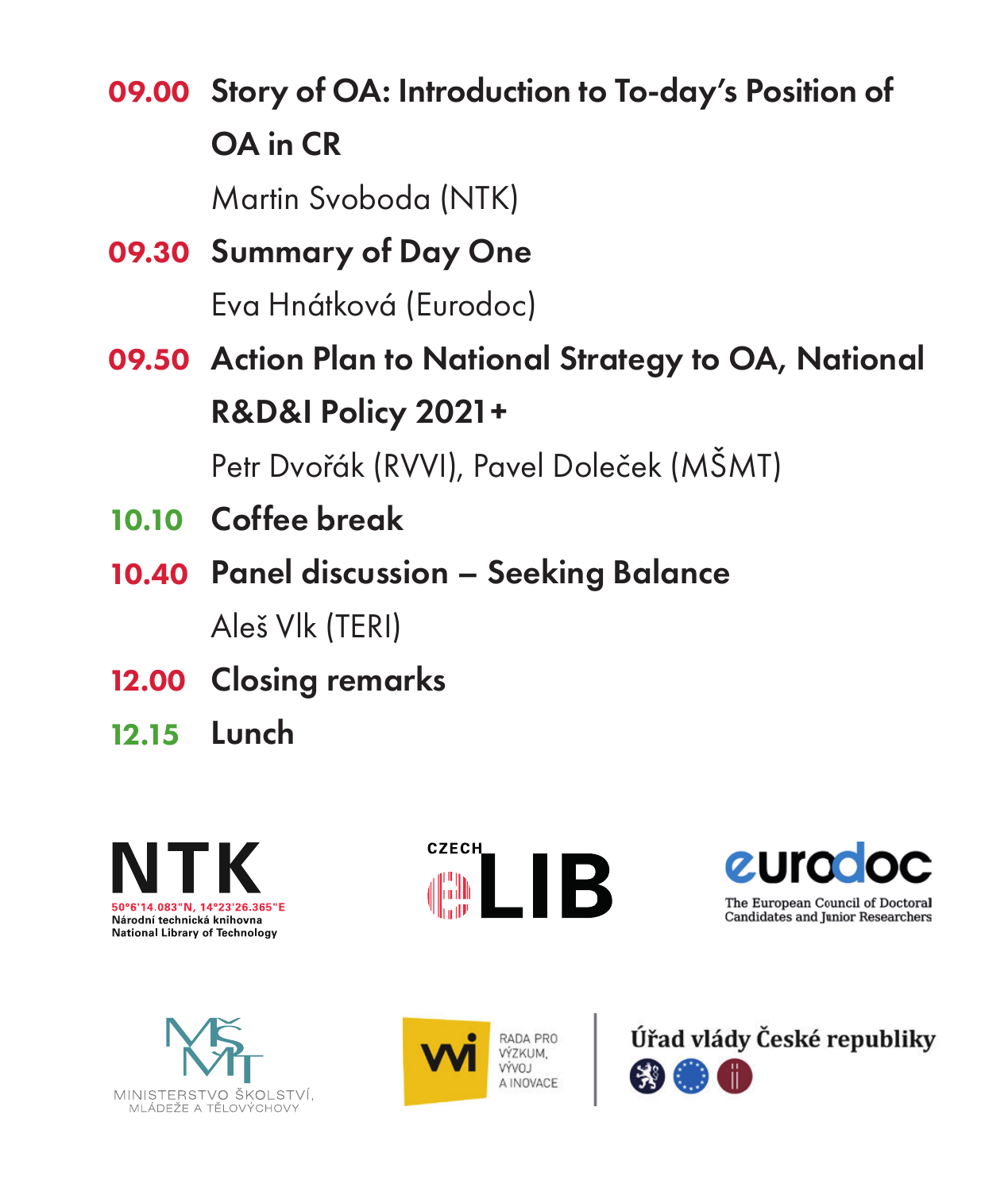**09.00** **Story of OA: Introduction to To-day's Position of OA in CR**
Martin Svoboda (NTK)

**09.30** **Summary of Day One**
Eva Hnátková (Eurodoc)

**09.50** **Action Plan to National Strategy to OA, National R&D&I Policy 2021+**
Petr Dvořák (RVVI), Pavel Doleček (MŠMT)

**10.10** **Coffee break**

**10.40** **Panel discussion – Seeking Balance**
Aleš Vlk (TERI)

**12.00** **Closing remarks**

**12.15** **Lunch**

NTK
50°6'14.083"N, 14°23'26.365"E
Národní technická knihovna
National Library of Technology

CZECH ELIB

eurodoc
The European Council of Doctoral Candidates and Junior Researchers

MŠMT
MINISTERSTVO ŠKOLSTVÍ, MLÁDEŽE A TĚLOVÝCHOVY

vvi RADA PRO VÝZKUM, VÝVOJ A INOVACE

Úřad vlády České republiky